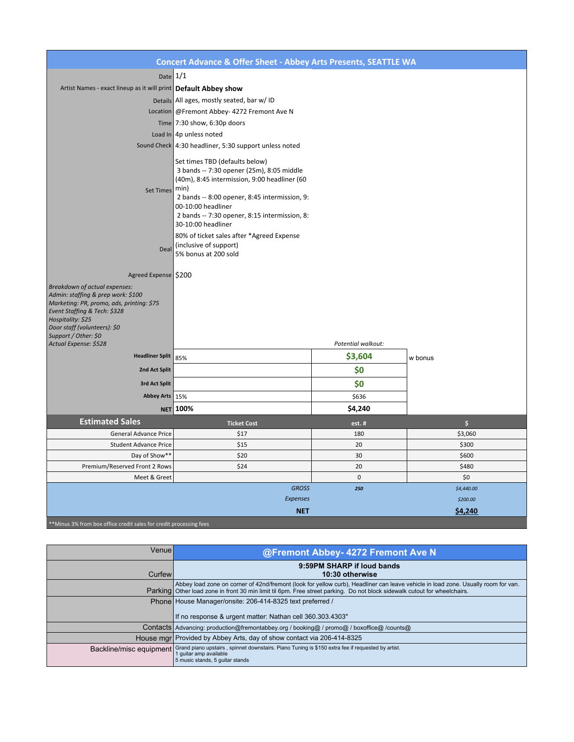## Concert Advance & Offer Sheet - Abbey Arts Presents, SEATTLE WA

| | |
|---|---|
| Date | 1/1 |
| Artist Names - exact lineup as it will print | **Default Abbey show** |
| Details | All ages, mostly seated, bar w/ ID |
| Location | @Fremont Abbey- 4272 Fremont Ave N |
| Time | 7:30 show, 6:30p doors |
| Load In | 4p unless noted |
| Sound Check | 4:30 headliner, 5:30 support unless noted |
| Set Times | Set times TBD (defaults below)<br>3 bands -- 7:30 opener (25m), 8:05 middle (40m), 8:45 intermission, 9:00 headliner (60 min)<br>2 bands -- 8:00 opener, 8:45 intermission, 9:00-10:00 headliner<br>2 bands -- 7:30 opener, 8:15 intermission, 8:30-10:00 headliner |
| Deal | 80% of ticket sales after *Agreed Expense (inclusive of support)<br>5% bonus at 200 sold |
| Agreed Expense | $200 |

*Breakdown of actual expenses:*
*Admin: staffing & prep work: $100*
*Marketing: PR, promo, ads, printing: $75*
*Event Staffing & Tech: $328*
*Hospitality: $25*
*Door staff (volunteers): $0*
*Support / Other: $0*
*Actual Expense: $528*

| | | *Potential walkout:* | |
|---|---|---|---|
| **Headliner Split** | 85% | **$3,604** | w bonus |
| **2nd Act Split** | | **$0** | |
| **3rd Act Split** | | **$0** | |
| **Abbey Arts** | 15% | $636 | |
| **NET** | **100%** | **$4,240** | |

| **Estimated Sales** | **Ticket Cost** | **est. #** | **$** |
|---|---|---|---|
| General Advance Price | $17 | 180 | $3,060 |
| Student Advance Price | $15 | 20 | $300 |
| Day of Show** | $20 | 30 | $600 |
| Premium/Reserved Front 2 Rows | $24 | 20 | $480 |
| Meet & Greet | | 0 | $0 |
| | *GROSS* | ***250*** | *$4,440.00* |
| | *Expenses* | | *$200.00* |
| | **NET** | | **$4,240** |

**Minus 3% from box office credit sales for credit processing fees

| | |
|---|---|
| Venue | **@Fremont Abbey- 4272 Fremont Ave N** |
| Curfew | **9:59PM SHARP if loud bands**<br>**10:30 otherwise** |
| Parking | Abbey load zone on corner of 42nd/fremont (look for yellow curb), Headliner can leave vehicle in load zone. Usually room for van. Other load zone in front 30 min limit til 6pm. Free street parking. Do not block sidewalk cutout for wheelchairs. |
| Phone | House Manager/onsite: 206-414-8325 text preferred /<br><br>If no response & urgent matter: Nathan cell 360.303.4303" |
| Contacts | Advancing: production@fremontabbey.org / booking@ / promo@ / boxoffice@ /counts@ |
| House mgr | Provided by Abbey Arts, day of show contact via 206-414-8325 |
| Backline/misc equipment | Grand piano upstairs , spinnet downstairs. Piano Tuning is $150 extra fee if requested by artist.<br>1 guitar amp available<br>5 music stands, 5 guitar stands |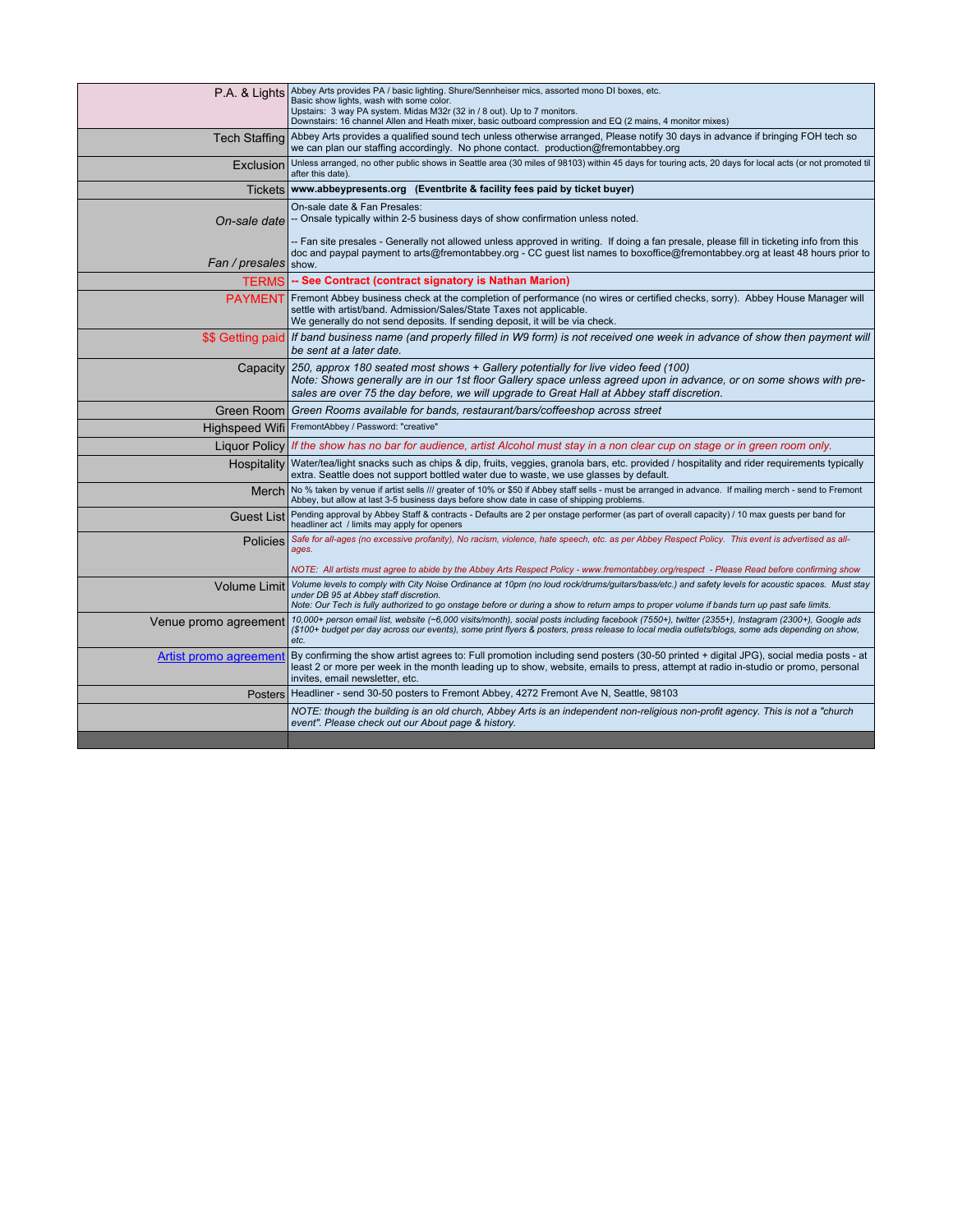| | |
|---|---|
| P.A. & Lights | Abbey Arts provides PA / basic lighting. Shure/Sennheiser mics, assorted mono DI boxes, etc.<br>Basic show lights, wash with some color.<br>Upstairs: 3 way PA system. Midas M32r (32 in / 8 out). Up to 7 monitors.<br>Downstairs: 16 channel Allen and Heath mixer, basic outboard compression and EQ (2 mains, 4 monitor mixes) |
| Tech Staffing | Abbey Arts provides a qualified sound tech unless otherwise arranged, Please notify 30 days in advance if bringing FOH tech so we can plan our staffing accordingly. No phone contact. production@fremontabbey.org |
| Exclusion | Unless arranged, no other public shows in Seattle area (30 miles of 98103) within 45 days for touring acts, 20 days for local acts (or not promoted til after this date). |
| Tickets | **www.abbeypresents.org (Eventbrite & facility fees paid by ticket buyer)** |
| *On-sale date*<br><br>*Fan / presales* | On-sale date & Fan Presales:<br>-- Onsale typically within 2-5 business days of show confirmation unless noted.<br><br>-- Fan site presales - Generally not allowed unless approved in writing. If doing a fan presale, please fill in ticketing info from this doc and paypal payment to arts@fremontabbey.org - CC guest list names to boxoffice@fremontabbey.org at least 48 hours prior to show. |
| TERMS | **-- See Contract (contract signatory is Nathan Marion)** |
| PAYMENT | Fremont Abbey business check at the completion of performance (no wires or certified checks, sorry). Abbey House Manager will settle with artist/band. Admission/Sales/State Taxes not applicable.<br>We generally do not send deposits. If sending deposit, it will be via check. |
| $$ Getting paid | *If band business name (and properly filled in W9 form) is not received one week in advance of show then payment will be sent at a later date.* |
| Capacity | *250, approx 180 seated most shows + Gallery potentially for live video feed (100)*<br>*Note: Shows generally are in our 1st floor Gallery space unless agreed upon in advance, or on some shows with pre-sales are over 75 the day before, we will upgrade to Great Hall at Abbey staff discretion.* |
| Green Room | *Green Rooms available for bands, restaurant/bars/coffeeshop across street* |
| Highspeed Wifi | FremontAbbey / Password: "creative" |
| Liquor Policy | *If the show has no bar for audience, artist Alcohol must stay in a non clear cup on stage or in green room only.* |
| Hospitality | Water/tea/light snacks such as chips & dip, fruits, veggies, granola bars, etc. provided / hospitality and rider requirements typically extra. Seattle does not support bottled water due to waste, we use glasses by default. |
| Merch | No % taken by venue if artist sells /// greater of 10% or $50 if Abbey staff sells - must be arranged in advance. If mailing merch - send to Fremont Abbey, but allow at last 3-5 business days before show date in case of shipping problems. |
| Guest List | Pending approval by Abbey Staff & contracts - Defaults are 2 per onstage performer (as part of overall capacity) / 10 max guests per band for headliner act / limits may apply for openers |
| Policies | *Safe for all-ages (no excessive profanity), No racism, violence, hate speech, etc. as per Abbey Respect Policy. This event is advertised as all-ages.*<br><br>*NOTE: All artists must agree to abide by the Abbey Arts Respect Policy - www.fremontabbey.org/respect - Please Read before confirming show* |
| Volume Limit | *Volume levels to comply with City Noise Ordinance at 10pm (no loud rock/drums/guitars/bass/etc.) and safety levels for acoustic spaces. Must stay under DB 95 at Abbey staff discretion.*<br>*Note: Our Tech is fully authorized to go onstage before or during a show to return amps to proper volume if bands turn up past safe limits.* |
| Venue promo agreement | *10,000+ person email list, website (~6,000 visits/month), social posts including facebook (7550+), twitter (2355+), Instagram (2300+), Google ads ($100+ budget per day across our events), some print flyers & posters, press release to local media outlets/blogs, some ads depending on show, etc.* |
| Artist promo agreement | By confirming the show artist agrees to: Full promotion including send posters (30-50 printed + digital JPG), social media posts - at least 2 or more per week in the month leading up to show, website, emails to press, attempt at radio in-studio or promo, personal invites, email newsletter, etc. |
| Posters | Headliner - send 30-50 posters to Fremont Abbey, 4272 Fremont Ave N, Seattle, 98103 |
| | *NOTE: though the building is an old church, Abbey Arts is an independent non-religious non-profit agency. This is not a "church event". Please check out our About page & history.* |